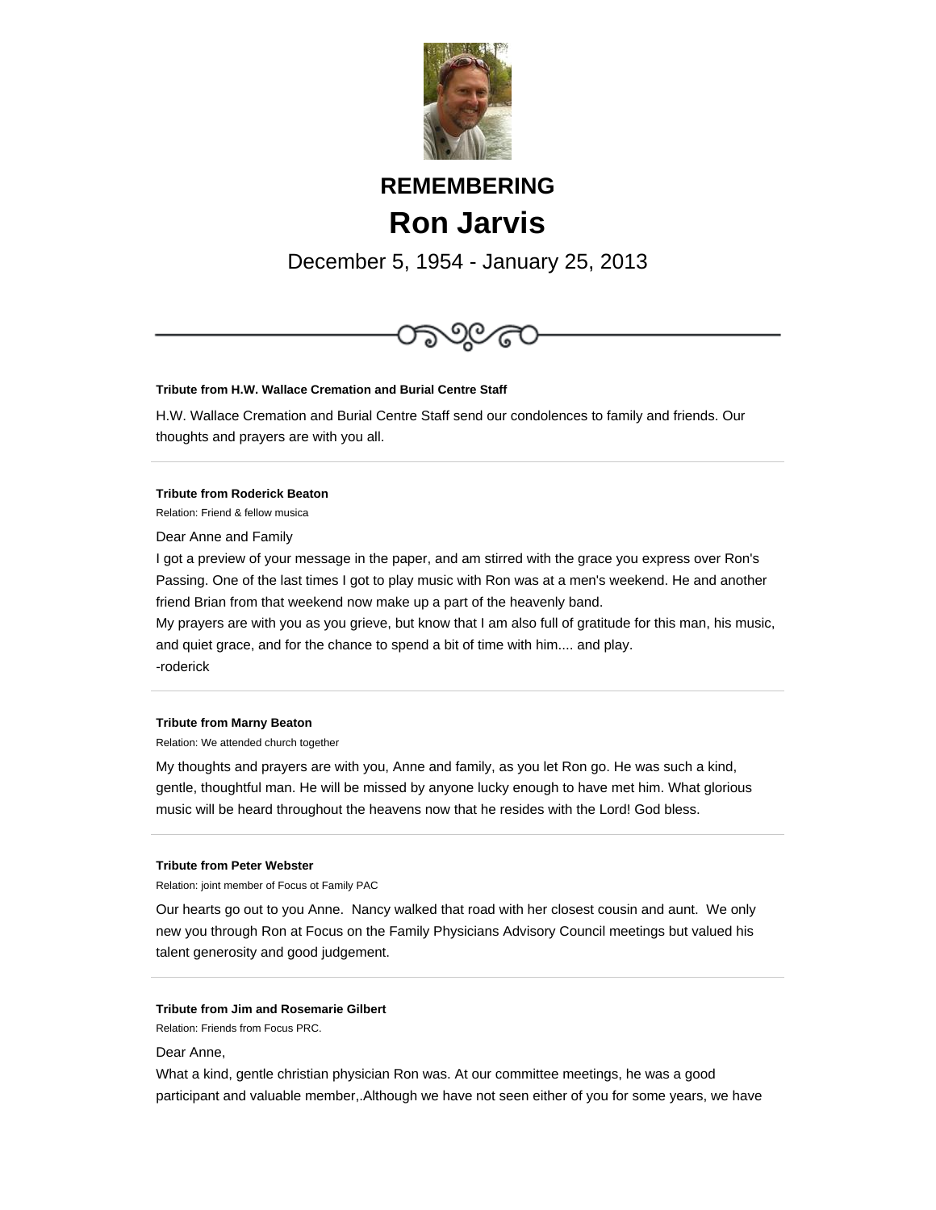## REMEMBERING

# Ron Jarvis

December 5, 1954 - January 25, 2013

---

**Tribute from H.W. Wallace Cremation and Burial Centre Staff**

H.W. Wallace Cremation and Burial Centre Staff send our condolences to family and friends. Our thoughts and prayers are with you all.

---

**Tribute from Roderick Beaton**

Relation: Friend & fellow musica

Dear Anne and Family

I got a preview of your message in the paper, and am stirred with the grace you express over Ron's Passing. One of the last times I got to play music with Ron was at a men's weekend. He and another friend Brian from that weekend now make up a part of the heavenly band.

My prayers are with you as you grieve, but know that I am also full of gratitude for this man, his music, and quiet grace, and for the chance to spend a bit of time with him.... and play.

-roderick

---

**Tribute from Marny Beaton**

Relation: We attended church together

My thoughts and prayers are with you, Anne and family, as you let Ron go. He was such a kind, gentle, thoughtful man. He will be missed by anyone lucky enough to have met him. What glorious music will be heard throughout the heavens now that he resides with the Lord! God bless.

---

**Tribute from Peter Webster**

Relation: joint member of Focus ot Family PAC

Our hearts go out to you Anne. Nancy walked that road with her closest cousin and aunt. We only new you through Ron at Focus on the Family Physicians Advisory Council meetings but valued his talent generosity and good judgement.

---

**Tribute from Jim and Rosemarie Gilbert**

Relation: Friends from Focus PRC.

Dear Anne,

What a kind, gentle christian physician Ron was. At our committee meetings, he was a good participant and valuable member,.Although we have not seen either of you for some years, we have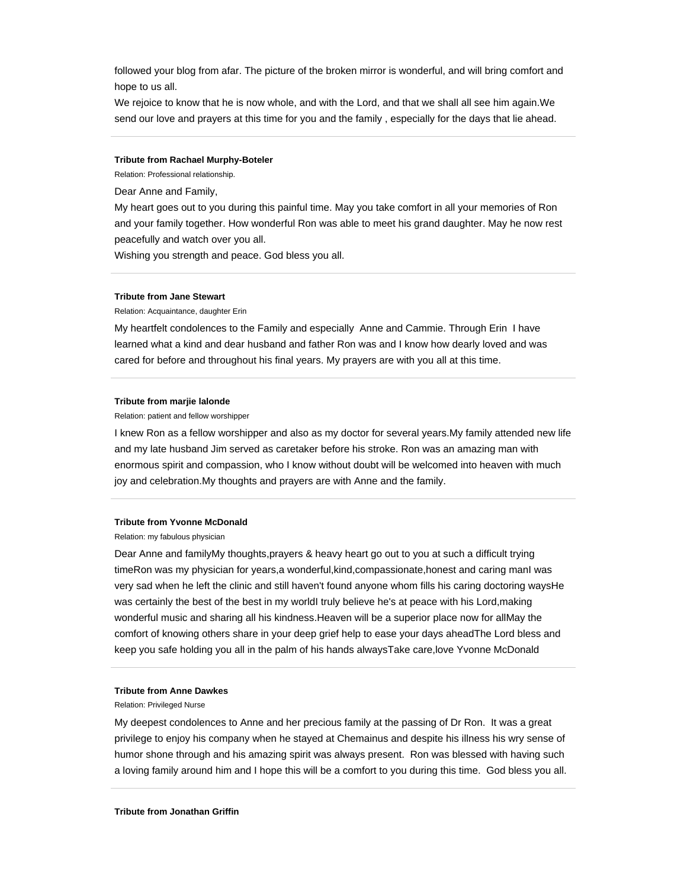followed your blog from afar. The picture of the broken mirror is wonderful, and will bring comfort and hope to us all.
We rejoice to know that he is now whole, and with the Lord, and that we shall all see him again.We send our love and prayers at this time for you and the family , especially for the days that lie ahead.

---

**Tribute from Rachael Murphy-Boteler**

Relation: Professional relationship.

Dear Anne and Family,
My heart goes out to you during this painful time. May you take comfort in all your memories of Ron and your family together. How wonderful Ron was able to meet his grand daughter. May he now rest peacefully and watch over you all.
Wishing you strength and peace. God bless you all.

---

**Tribute from Jane Stewart**

Relation: Acquaintance, daughter Erin

My heartfelt condolences to the Family and especially Anne and Cammie. Through Erin I have learned what a kind and dear husband and father Ron was and I know how dearly loved and was cared for before and throughout his final years. My prayers are with you all at this time.

---

**Tribute from marjie lalonde**

Relation: patient and fellow worshipper

I knew Ron as a fellow worshipper and also as my doctor for several years.My family attended new life and my late husband Jim served as caretaker before his stroke. Ron was an amazing man with enormous spirit and compassion, who I know without doubt will be welcomed into heaven with much joy and celebration.My thoughts and prayers are with Anne and the family.

---

**Tribute from Yvonne McDonald**

Relation: my fabulous physician

Dear Anne and familyMy thoughts,prayers & heavy heart go out to you at such a difficult trying timeRon was my physician for years,a wonderful,kind,compassionate,honest and caring manI was very sad when he left the clinic and still haven't found anyone whom fills his caring doctoring waysHe was certainly the best of the best in my worldI truly believe he's at peace with his Lord,making wonderful music and sharing all his kindness.Heaven will be a superior place now for allMay the comfort of knowing others share in your deep grief help to ease your days aheadThe Lord bless and keep you safe holding you all in the palm of his hands alwaysTake care,love Yvonne McDonald

---

**Tribute from Anne Dawkes**

Relation: Privileged Nurse

My deepest condolences to Anne and her precious family at the passing of Dr Ron. It was a great privilege to enjoy his company when he stayed at Chemainus and despite his illness his wry sense of humor shone through and his amazing spirit was always present. Ron was blessed with having such a loving family around him and I hope this will be a comfort to you during this time. God bless you all.

---

**Tribute from Jonathan Griffin**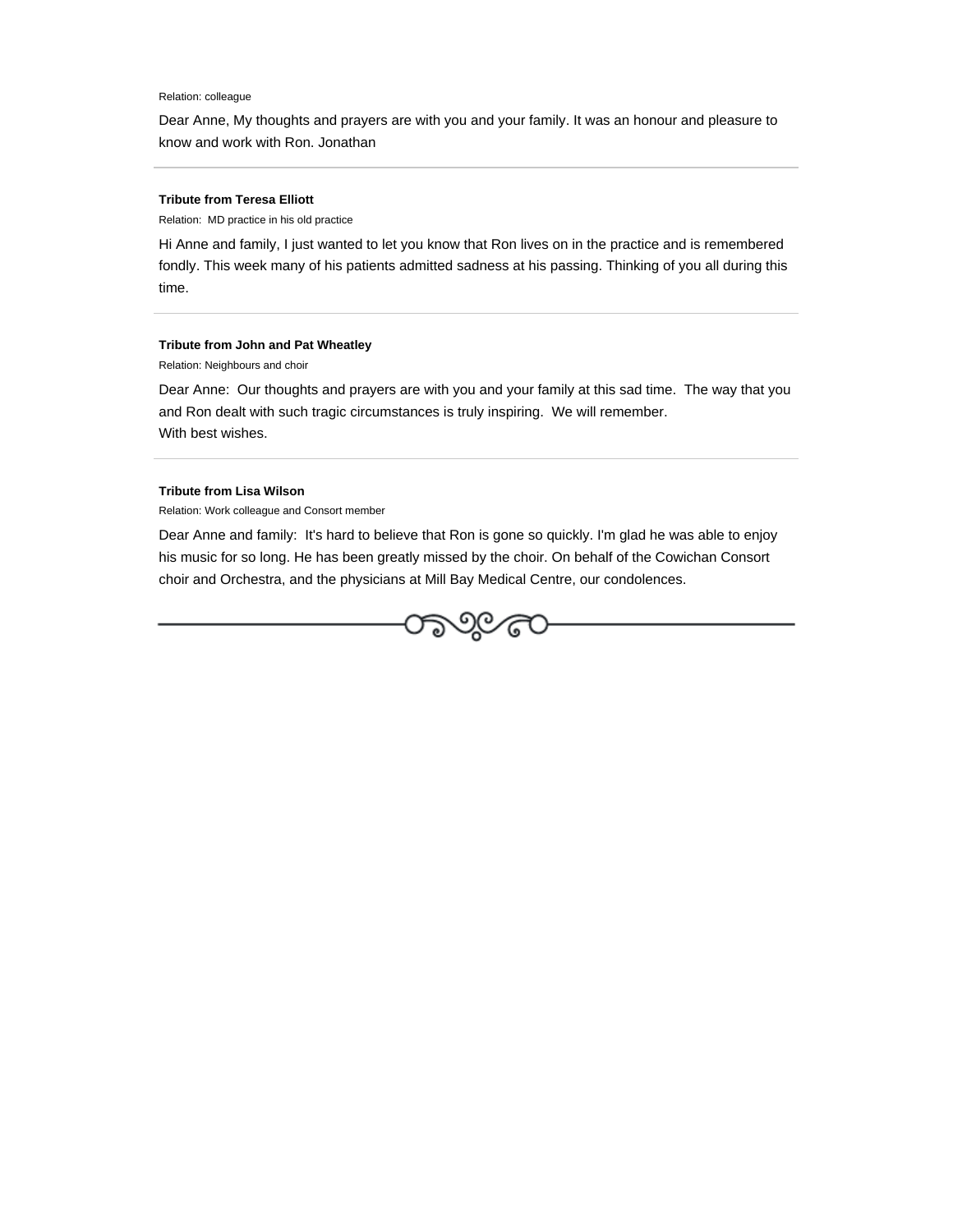Relation: colleague

Dear Anne, My thoughts and prayers are with you and your family. It was an honour and pleasure to know and work with Ron. Jonathan

---

**Tribute from Teresa Elliott**

Relation:  MD practice in his old practice

Hi Anne and family, I just wanted to let you know that Ron lives on in the practice and is remembered fondly. This week many of his patients admitted sadness at his passing. Thinking of you all during this time.

---

**Tribute from John and Pat Wheatley**

Relation: Neighbours and choir

Dear Anne:  Our thoughts and prayers are with you and your family at this sad time.  The way that you and Ron dealt with such tragic circumstances is truly inspiring.  We will remember.
With best wishes.

---

**Tribute from Lisa Wilson**

Relation: Work colleague and Consort member

Dear Anne and family:  It's hard to believe that Ron is gone so quickly. I'm glad he was able to enjoy his music for so long. He has been greatly missed by the choir. On behalf of the Cowichan Consort choir and Orchestra, and the physicians at Mill Bay Medical Centre, our condolences.